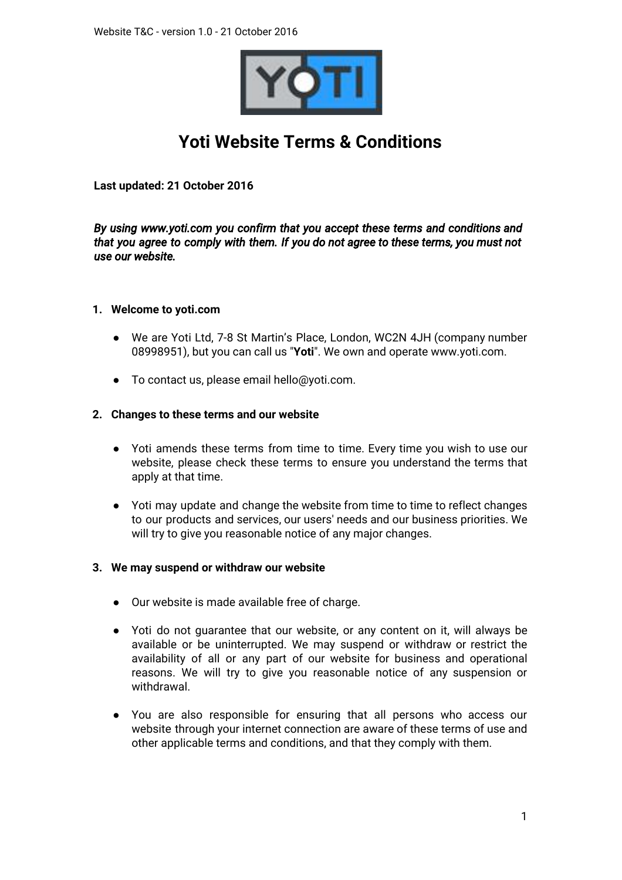# Yoti Website Terms & Conditions

**Last updated: 21 October 2016**

***By using www.yoti.com you confirm that you accept these terms and conditions and that you agree to comply with them. If you do not agree to these terms, you must not use our website.***

## 1. Welcome to yoti.com

- We are Yoti Ltd, 7-8 St Martin's Place, London, WC2N 4JH (company number 08998951), but you can call us "**Yoti**". We own and operate www.yoti.com.
- To contact us, please email hello@yoti.com.

## 2. Changes to these terms and our website

- Yoti amends these terms from time to time. Every time you wish to use our website, please check these terms to ensure you understand the terms that apply at that time.
- Yoti may update and change the website from time to time to reflect changes to our products and services, our users' needs and our business priorities. We will try to give you reasonable notice of any major changes.

## 3. We may suspend or withdraw our website

- Our website is made available free of charge.
- Yoti do not guarantee that our website, or any content on it, will always be available or be uninterrupted. We may suspend or withdraw or restrict the availability of all or any part of our website for business and operational reasons. We will try to give you reasonable notice of any suspension or withdrawal.
- You are also responsible for ensuring that all persons who access our website through your internet connection are aware of these terms of use and other applicable terms and conditions, and that they comply with them.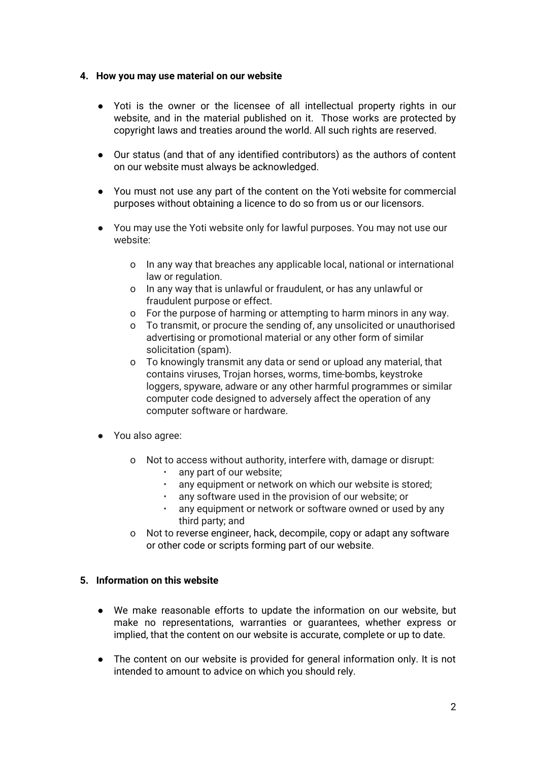## 4. How you may use material on our website

- Yoti is the owner or the licensee of all intellectual property rights in our website, and in the material published on it. Those works are protected by copyright laws and treaties around the world. All such rights are reserved.

- Our status (and that of any identified contributors) as the authors of content on our website must always be acknowledged.

- You must not use any part of the content on the Yoti website for commercial purposes without obtaining a licence to do so from us or our licensors.

- You may use the Yoti website only for lawful purposes. You may not use our website:

  - In any way that breaches any applicable local, national or international law or regulation.
  - In any way that is unlawful or fraudulent, or has any unlawful or fraudulent purpose or effect.
  - For the purpose of harming or attempting to harm minors in any way.
  - To transmit, or procure the sending of, any unsolicited or unauthorised advertising or promotional material or any other form of similar solicitation (spam).
  - To knowingly transmit any data or send or upload any material, that contains viruses, Trojan horses, worms, time-bombs, keystroke loggers, spyware, adware or any other harmful programmes or similar computer code designed to adversely affect the operation of any computer software or hardware.

- You also agree:

  - Not to access without authority, interfere with, damage or disrupt:
    - any part of our website;
    - any equipment or network on which our website is stored;
    - any software used in the provision of our website; or
    - any equipment or network or software owned or used by any third party; and
  - Not to reverse engineer, hack, decompile, copy or adapt any software or other code or scripts forming part of our website.

## 5. Information on this website

- We make reasonable efforts to update the information on our website, but make no representations, warranties or guarantees, whether express or implied, that the content on our website is accurate, complete or up to date.

- The content on our website is provided for general information only. It is not intended to amount to advice on which you should rely.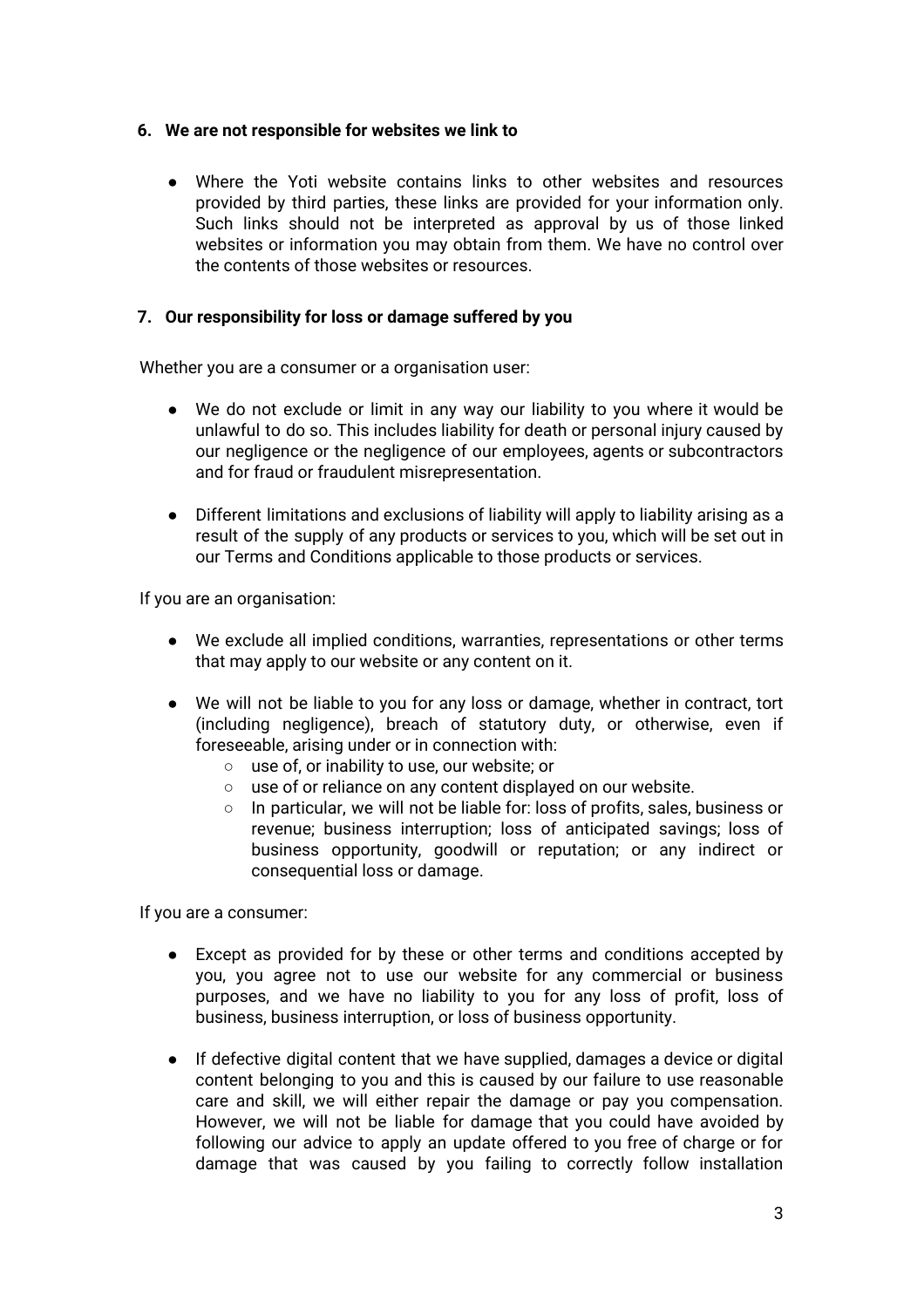## 6. We are not responsible for websites we link to

- Where the Yoti website contains links to other websites and resources provided by third parties, these links are provided for your information only. Such links should not be interpreted as approval by us of those linked websites or information you may obtain from them. We have no control over the contents of those websites or resources.

## 7. Our responsibility for loss or damage suffered by you

Whether you are a consumer or a organisation user:

- We do not exclude or limit in any way our liability to you where it would be unlawful to do so. This includes liability for death or personal injury caused by our negligence or the negligence of our employees, agents or subcontractors and for fraud or fraudulent misrepresentation.

- Different limitations and exclusions of liability will apply to liability arising as a result of the supply of any products or services to you, which will be set out in our Terms and Conditions applicable to those products or services.

If you are an organisation:

- We exclude all implied conditions, warranties, representations or other terms that may apply to our website or any content on it.

- We will not be liable to you for any loss or damage, whether in contract, tort (including negligence), breach of statutory duty, or otherwise, even if foreseeable, arising under or in connection with:
  - use of, or inability to use, our website; or
  - use of or reliance on any content displayed on our website.
  - In particular, we will not be liable for: loss of profits, sales, business or revenue; business interruption; loss of anticipated savings; loss of business opportunity, goodwill or reputation; or any indirect or consequential loss or damage.

If you are a consumer:

- Except as provided for by these or other terms and conditions accepted by you, you agree not to use our website for any commercial or business purposes, and we have no liability to you for any loss of profit, loss of business, business interruption, or loss of business opportunity.

- If defective digital content that we have supplied, damages a device or digital content belonging to you and this is caused by our failure to use reasonable care and skill, we will either repair the damage or pay you compensation. However, we will not be liable for damage that you could have avoided by following our advice to apply an update offered to you free of charge or for damage that was caused by you failing to correctly follow installation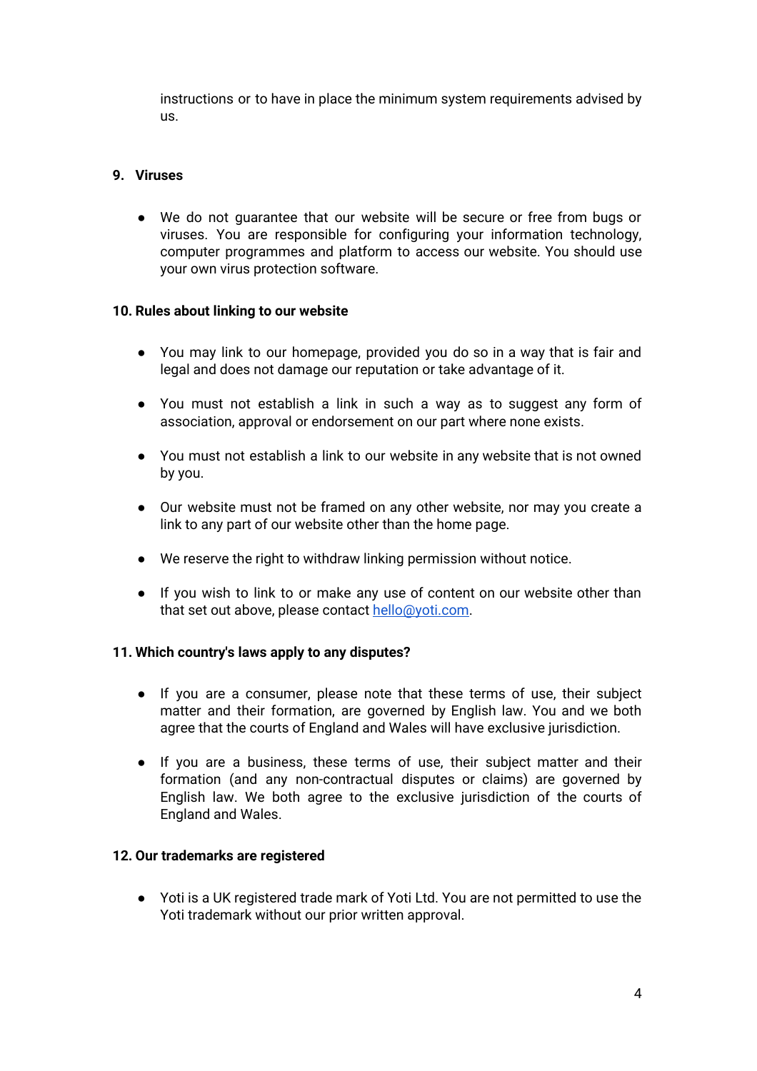instructions or to have in place the minimum system requirements advised by us.

## 9. Viruses

- We do not guarantee that our website will be secure or free from bugs or viruses. You are responsible for configuring your information technology, computer programmes and platform to access our website. You should use your own virus protection software.

## 10. Rules about linking to our website

- You may link to our homepage, provided you do so in a way that is fair and legal and does not damage our reputation or take advantage of it.
- You must not establish a link in such a way as to suggest any form of association, approval or endorsement on our part where none exists.
- You must not establish a link to our website in any website that is not owned by you.
- Our website must not be framed on any other website, nor may you create a link to any part of our website other than the home page.
- We reserve the right to withdraw linking permission without notice.
- If you wish to link to or make any use of content on our website other than that set out above, please contact [hello@yoti.com](mailto:hello@yoti.com).

## 11. Which country's laws apply to any disputes?

- If you are a consumer, please note that these terms of use, their subject matter and their formation, are governed by English law. You and we both agree that the courts of England and Wales will have exclusive jurisdiction.
- If you are a business, these terms of use, their subject matter and their formation (and any non-contractual disputes or claims) are governed by English law. We both agree to the exclusive jurisdiction of the courts of England and Wales.

## 12. Our trademarks are registered

- Yoti is a UK registered trade mark of Yoti Ltd. You are not permitted to use the Yoti trademark without our prior written approval.